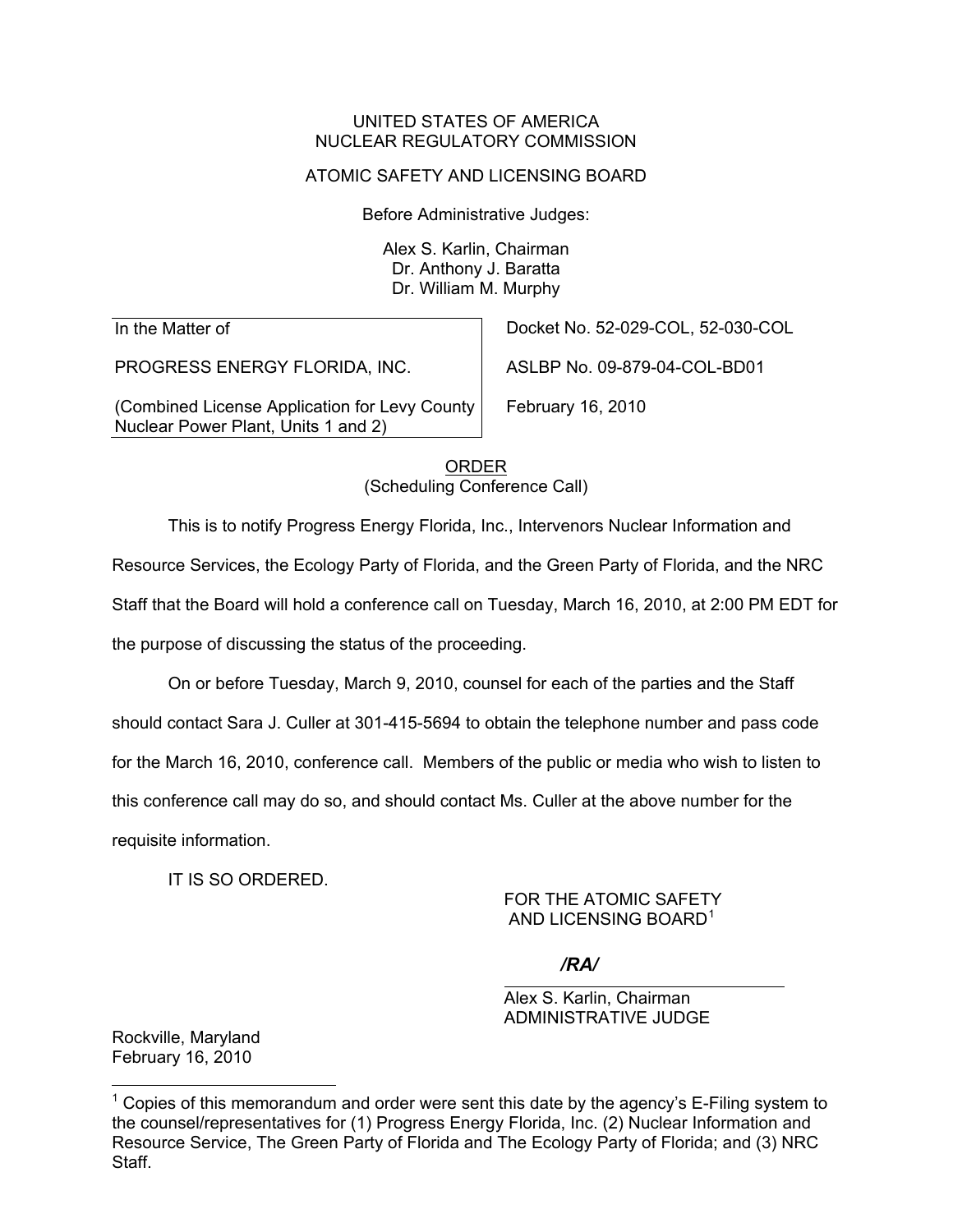UNITED STATES OF AMERICA
NUCLEAR REGULATORY COMMISSION

ATOMIC SAFETY AND LICENSING BOARD

Before Administrative Judges:

Alex S. Karlin, Chairman
Dr. Anthony J. Baratta
Dr. William M. Murphy

| | |
|---|---|
| In the Matter of | Docket No. 52-029-COL, 52-030-COL |
| PROGRESS ENERGY FLORIDA, INC. | ASLBP No. 09-879-04-COL-BD01 |
| (Combined License Application for Levy County Nuclear Power Plant, Units 1 and 2) | February 16, 2010 |

ORDER
(Scheduling Conference Call)

This is to notify Progress Energy Florida, Inc., Intervenors Nuclear Information and Resource Services, the Ecology Party of Florida, and the Green Party of Florida, and the NRC Staff that the Board will hold a conference call on Tuesday, March 16, 2010, at 2:00 PM EDT for the purpose of discussing the status of the proceeding.

On or before Tuesday, March 9, 2010, counsel for each of the parties and the Staff should contact Sara J. Culler at 301-415-5694 to obtain the telephone number and pass code for the March 16, 2010, conference call. Members of the public or media who wish to listen to this conference call may do so, and should contact Ms. Culler at the above number for the requisite information.

IT IS SO ORDERED.

FOR THE ATOMIC SAFETY AND LICENSING BOARD[1]

*/RA/*

Alex S. Karlin, Chairman
ADMINISTRATIVE JUDGE

Rockville, Maryland
February 16, 2010

[1] Copies of this memorandum and order were sent this date by the agency's E-Filing system to the counsel/representatives for (1) Progress Energy Florida, Inc. (2) Nuclear Information and Resource Service, The Green Party of Florida and The Ecology Party of Florida; and (3) NRC Staff.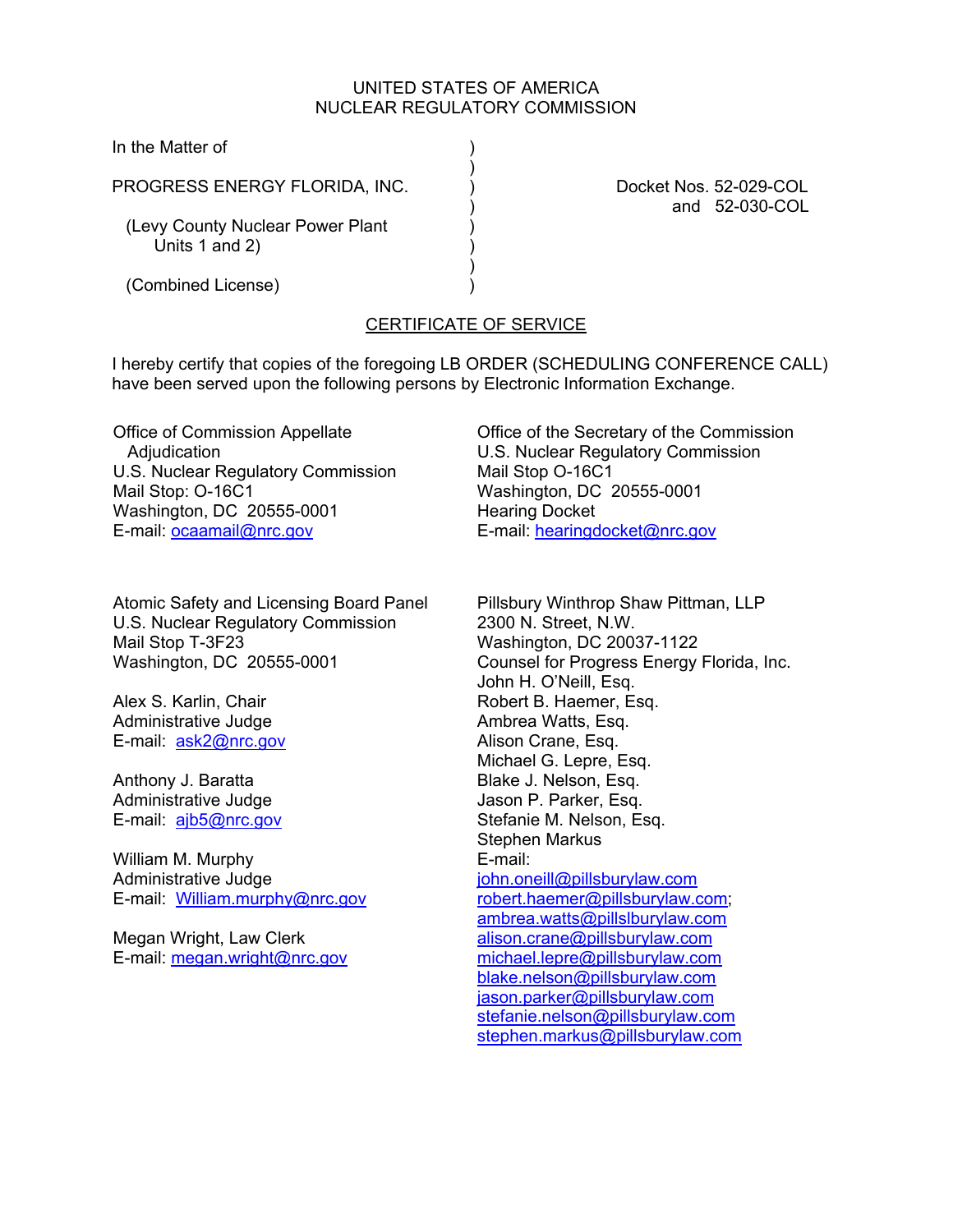UNITED STATES OF AMERICA
NUCLEAR REGULATORY COMMISSION

In the Matter of

PROGRESS ENERGY FLORIDA, INC.

(Levy County Nuclear Power Plant Units 1 and 2)

(Combined License)

Docket Nos. 52-029-COL and 52-030-COL

CERTIFICATE OF SERVICE

I hereby certify that copies of the foregoing LB ORDER (SCHEDULING CONFERENCE CALL) have been served upon the following persons by Electronic Information Exchange.

Office of Commission Appellate Adjudication
U.S. Nuclear Regulatory Commission
Mail Stop: O-16C1
Washington, DC 20555-0001
E-mail: ocaamail@nrc.gov

Office of the Secretary of the Commission
U.S. Nuclear Regulatory Commission
Mail Stop O-16C1
Washington, DC 20555-0001
Hearing Docket
E-mail: hearingdocket@nrc.gov

Atomic Safety and Licensing Board Panel
U.S. Nuclear Regulatory Commission
Mail Stop T-3F23
Washington, DC 20555-0001

Alex S. Karlin, Chair
Administrative Judge
E-mail: ask2@nrc.gov

Anthony J. Baratta
Administrative Judge
E-mail: ajb5@nrc.gov

William M. Murphy
Administrative Judge
E-mail: William.murphy@nrc.gov

Megan Wright, Law Clerk
E-mail: megan.wright@nrc.gov

Pillsbury Winthrop Shaw Pittman, LLP
2300 N. Street, N.W.
Washington, DC 20037-1122
Counsel for Progress Energy Florida, Inc.
John H. O'Neill, Esq.
Robert B. Haemer, Esq.
Ambrea Watts, Esq.
Alison Crane, Esq.
Michael G. Lepre, Esq.
Blake J. Nelson, Esq.
Jason P. Parker, Esq.
Stefanie M. Nelson, Esq.
Stephen Markus
E-mail:
john.oneill@pillsburylaw.com
robert.haemer@pillsburylaw.com;
ambrea.watts@pillslburylaw.com
alison.crane@pillsburylaw.com
michael.lepre@pillsburylaw.com
blake.nelson@pillsburylaw.com
jason.parker@pillsburylaw.com
stefanie.nelson@pillsburylaw.com
stephen.markus@pillsburylaw.com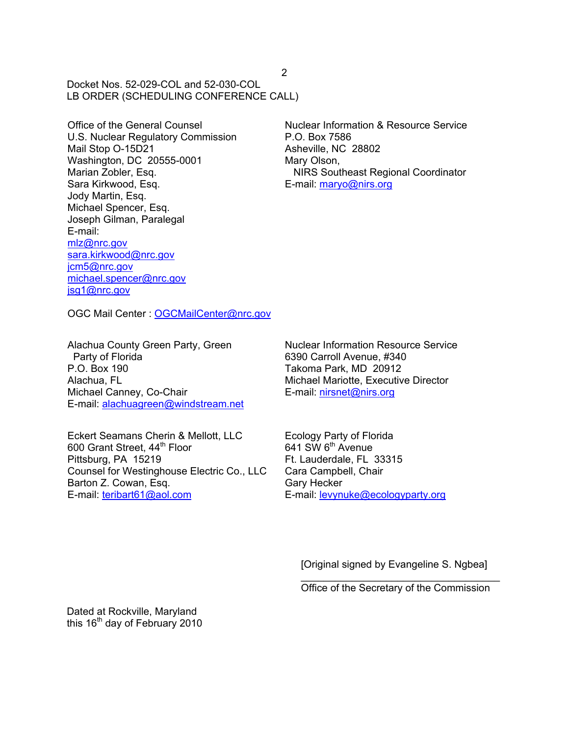Docket Nos. 52-029-COL and 52-030-COL
LB ORDER (SCHEDULING CONFERENCE CALL)

Office of the General Counsel
U.S. Nuclear Regulatory Commission
Mail Stop O-15D21
Washington, DC 20555-0001
Marian Zobler, Esq.
Sara Kirkwood, Esq.
Jody Martin, Esq.
Michael Spencer, Esq.
Joseph Gilman, Paralegal
E-mail:
mlz@nrc.gov
sara.kirkwood@nrc.gov
jcm5@nrc.gov
michael.spencer@nrc.gov
jsg1@nrc.gov

OGC Mail Center : OGCMailCenter@nrc.gov

Nuclear Information & Resource Service
P.O. Box 7586
Asheville, NC 28802
Mary Olson,
NIRS Southeast Regional Coordinator
E-mail: maryo@nirs.org

Alachua County Green Party, Green Party of Florida
P.O. Box 190
Alachua, FL
Michael Canney, Co-Chair
E-mail: alachuagreen@windstream.net

Nuclear Information Resource Service
6390 Carroll Avenue, #340
Takoma Park, MD 20912
Michael Mariotte, Executive Director
E-mail: nirsnet@nirs.org

Eckert Seamans Cherin & Mellott, LLC
600 Grant Street, 44th Floor
Pittsburg, PA 15219
Counsel for Westinghouse Electric Co., LLC
Barton Z. Cowan, Esq.
E-mail: teribart61@aol.com

Ecology Party of Florida
641 SW 6th Avenue
Ft. Lauderdale, FL 33315
Cara Campbell, Chair
Gary Hecker
E-mail: levynuke@ecologyparty.org

[Original signed by Evangeline S. Ngbea]
\_\_\_\_\_\_\_\_\_\_\_\_\_\_\_\_\_\_\_\_\_\_\_\_\_\_\_\_\_\_\_\_\_\_
Office of the Secretary of the Commission

Dated at Rockville, Maryland
this 16th day of February 2010